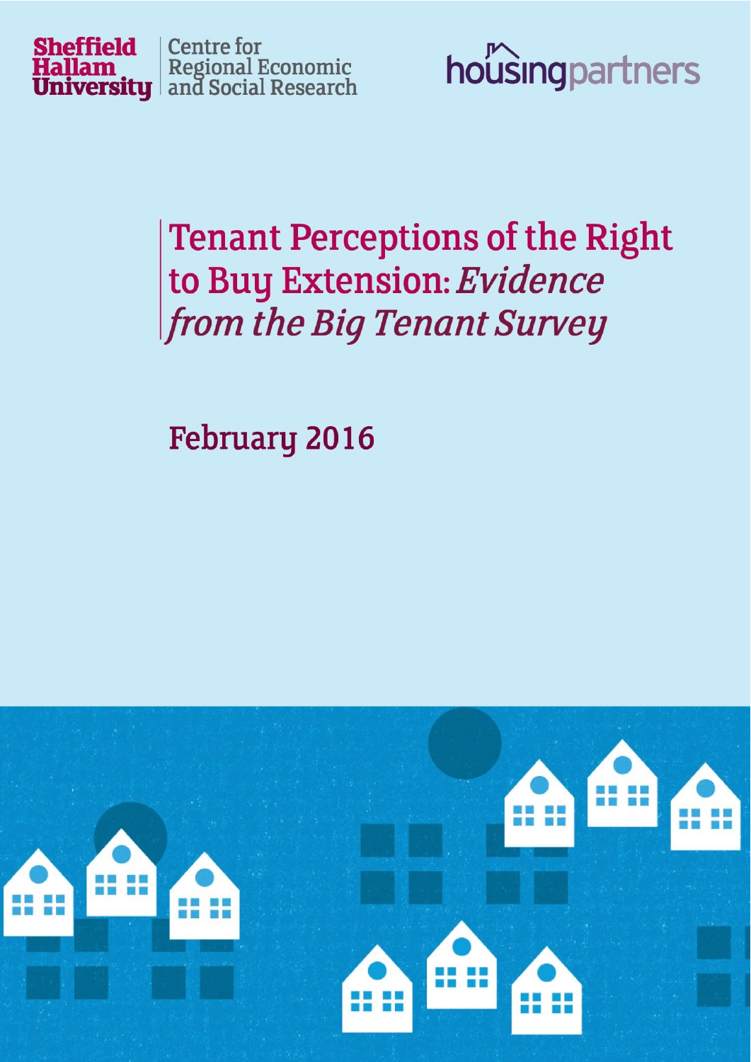Sheffield Hallam University | Centre for Regional Economic and Social Research

housingpartners

# Tenant Perceptions of the Right to Buy Extension: *Evidence from the Big Tenant Survey*

## February 2016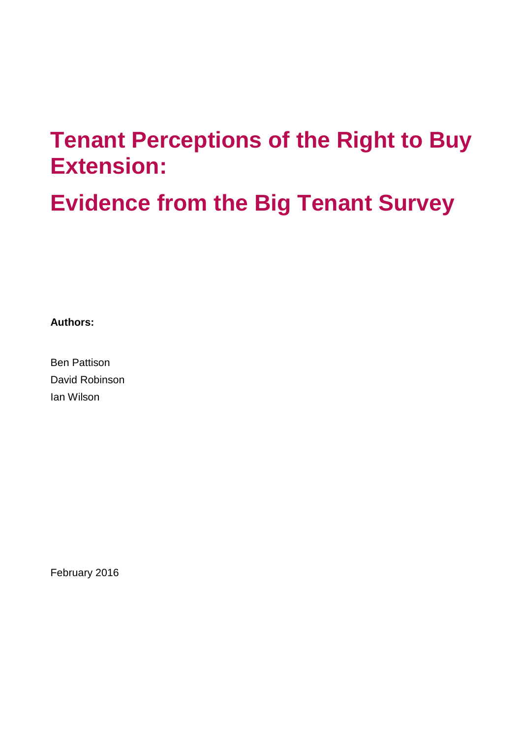# Tenant Perceptions of the Right to Buy Extension:

# Evidence from the Big Tenant Survey

**Authors:**

Ben Pattison
David Robinson
Ian Wilson

February 2016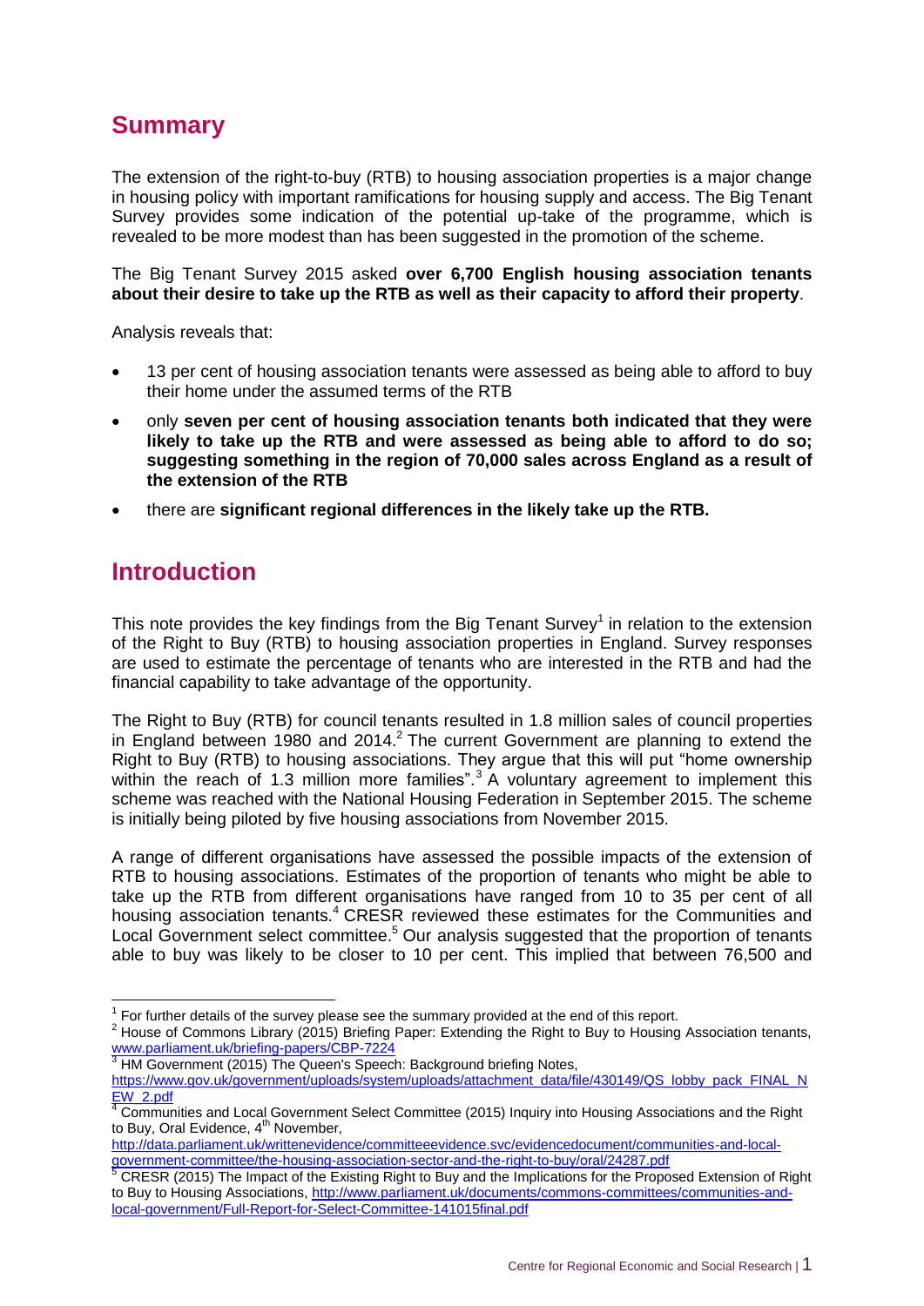## Summary

The extension of the right-to-buy (RTB) to housing association properties is a major change in housing policy with important ramifications for housing supply and access. The Big Tenant Survey provides some indication of the potential up-take of the programme, which is revealed to be more modest than has been suggested in the promotion of the scheme.

The Big Tenant Survey 2015 asked **over 6,700 English housing association tenants about their desire to take up the RTB as well as their capacity to afford their property**.

Analysis reveals that:

- 13 per cent of housing association tenants were assessed as being able to afford to buy their home under the assumed terms of the RTB
- only **seven per cent of housing association tenants both indicated that they were likely to take up the RTB and were assessed as being able to afford to do so; suggesting something in the region of 70,000 sales across England as a result of the extension of the RTB**
- there are **significant regional differences in the likely take up the RTB.**

## Introduction

This note provides the key findings from the Big Tenant Survey[1] in relation to the extension of the Right to Buy (RTB) to housing association properties in England. Survey responses are used to estimate the percentage of tenants who are interested in the RTB and had the financial capability to take advantage of the opportunity.

The Right to Buy (RTB) for council tenants resulted in 1.8 million sales of council properties in England between 1980 and 2014.[2] The current Government are planning to extend the Right to Buy (RTB) to housing associations. They argue that this will put "home ownership within the reach of 1.3 million more families".[3] A voluntary agreement to implement this scheme was reached with the National Housing Federation in September 2015. The scheme is initially being piloted by five housing associations from November 2015.

A range of different organisations have assessed the possible impacts of the extension of RTB to housing associations. Estimates of the proportion of tenants who might be able to take up the RTB from different organisations have ranged from 10 to 35 per cent of all housing association tenants.[4] CRESR reviewed these estimates for the Communities and Local Government select committee.[5] Our analysis suggested that the proportion of tenants able to buy was likely to be closer to 10 per cent. This implied that between 76,500 and

---

[1] For further details of the survey please see the summary provided at the end of this report.

[2] House of Commons Library (2015) Briefing Paper: Extending the Right to Buy to Housing Association tenants, www.parliament.uk/briefing-papers/CBP-7224

[3] HM Government (2015) The Queen's Speech: Background briefing Notes, https://www.gov.uk/government/uploads/system/uploads/attachment_data/file/430149/QS_lobby_pack_FINAL_NEW_2.pdf

[4] Communities and Local Government Select Committee (2015) Inquiry into Housing Associations and the Right to Buy, Oral Evidence, 4th November, http://data.parliament.uk/writtenevidence/committeeevidence.svc/evidencedocument/communities-and-local-government-committee/the-housing-association-sector-and-the-right-to-buy/oral/24287.pdf

[5] CRESR (2015) The Impact of the Existing Right to Buy and the Implications for the Proposed Extension of Right to Buy to Housing Associations, http://www.parliament.uk/documents/commons-committees/communities-and-local-government/Full-Report-for-Select-Committee-141015final.pdf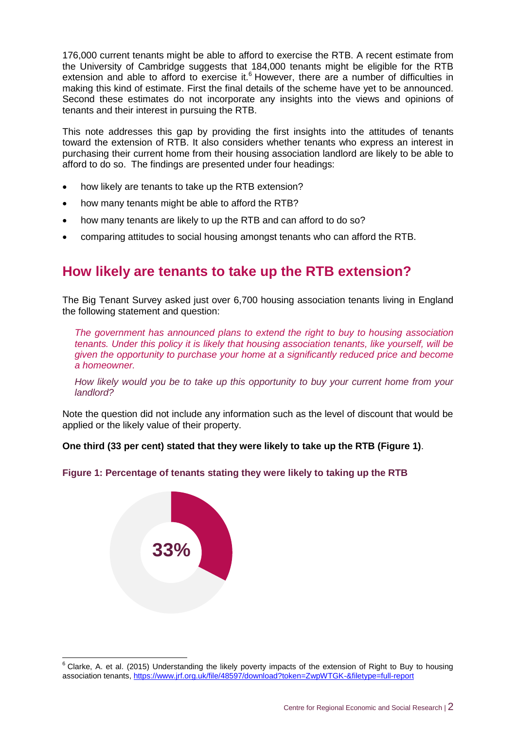176,000 current tenants might be able to afford to exercise the RTB. A recent estimate from the University of Cambridge suggests that 184,000 tenants might be eligible for the RTB extension and able to afford to exercise it.[6] However, there are a number of difficulties in making this kind of estimate. First the final details of the scheme have yet to be announced. Second these estimates do not incorporate any insights into the views and opinions of tenants and their interest in pursuing the RTB.

This note addresses this gap by providing the first insights into the attitudes of tenants toward the extension of RTB. It also considers whether tenants who express an interest in purchasing their current home from their housing association landlord are likely to be able to afford to do so. The findings are presented under four headings:

- how likely are tenants to take up the RTB extension?
- how many tenants might be able to afford the RTB?
- how many tenants are likely to up the RTB and can afford to do so?
- comparing attitudes to social housing amongst tenants who can afford the RTB.

## How likely are tenants to take up the RTB extension?

The Big Tenant Survey asked just over 6,700 housing association tenants living in England the following statement and question:

> *The government has announced plans to extend the right to buy to housing association tenants. Under this policy it is likely that housing association tenants, like yourself, will be given the opportunity to purchase your home at a significantly reduced price and become a homeowner.*
>
> *How likely would you be to take up this opportunity to buy your current home from your landlord?*

Note the question did not include any information such as the level of discount that would be applied or the likely value of their property.

**One third (33 per cent) stated that they were likely to take up the RTB (Figure 1)**.

**Figure 1: Percentage of tenants stating they were likely to taking up the RTB**

33%

[6] Clarke, A. et al. (2015) Understanding the likely poverty impacts of the extension of Right to Buy to housing association tenants, https://www.jrf.org.uk/file/48597/download?token=ZwpWTGK-&filetype=full-report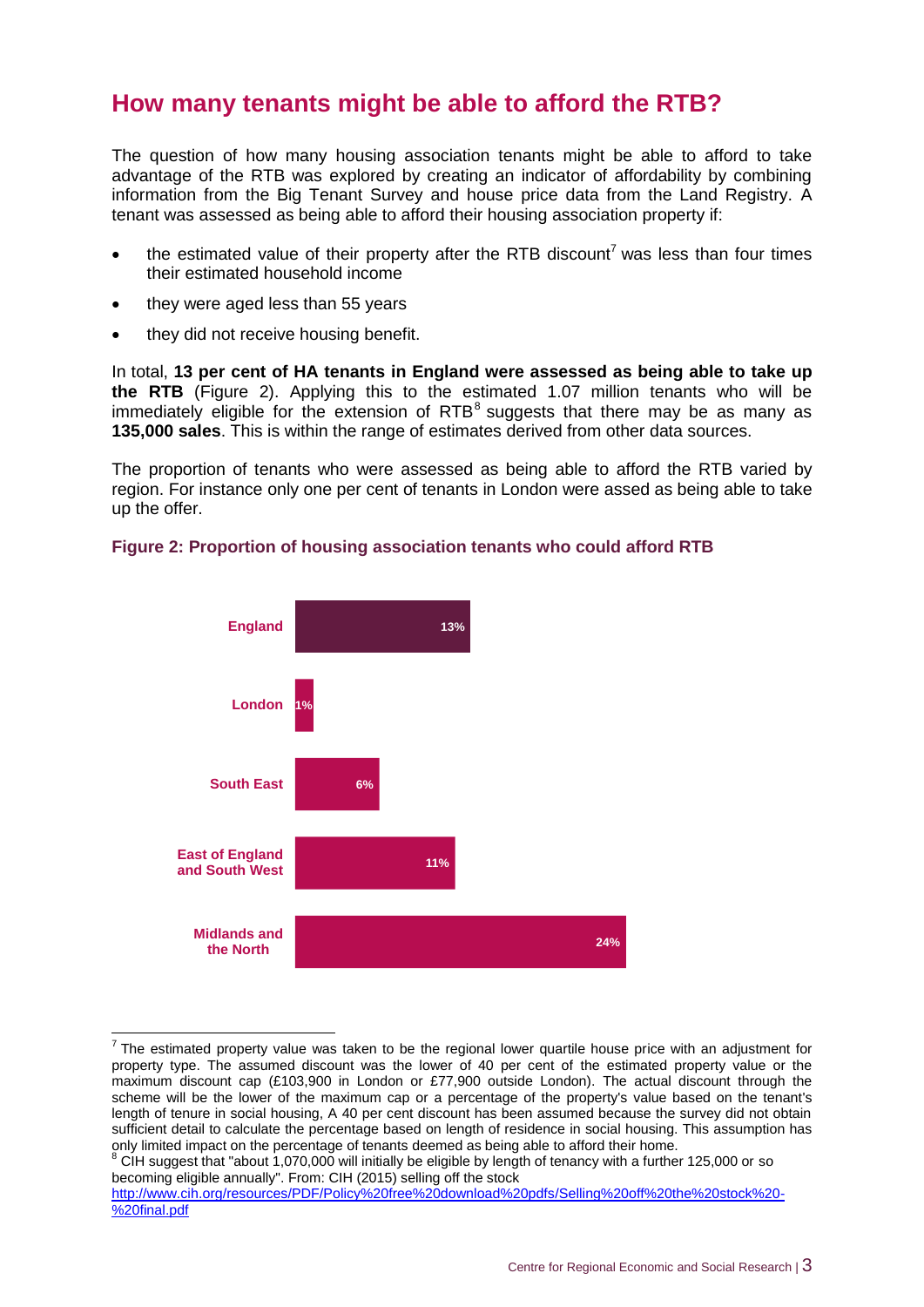## How many tenants might be able to afford the RTB?

The question of how many housing association tenants might be able to afford to take advantage of the RTB was explored by creating an indicator of affordability by combining information from the Big Tenant Survey and house price data from the Land Registry. A tenant was assessed as being able to afford their housing association property if:

- the estimated value of their property after the RTB discount[7] was less than four times their estimated household income
- they were aged less than 55 years
- they did not receive housing benefit.

In total, **13 per cent of HA tenants in England were assessed as being able to take up the RTB** (Figure 2). Applying this to the estimated 1.07 million tenants who will be immediately eligible for the extension of RTB[8] suggests that there may be as many as **135,000 sales**. This is within the range of estimates derived from other data sources.

The proportion of tenants who were assessed as being able to afford the RTB varied by region. For instance only one per cent of tenants in London were assed as being able to take up the offer.

**Figure 2: Proportion of housing association tenants who could afford RTB**

| Region | Proportion |
|---|---|
| England | 13% |
| London | 1% |
| South East | 6% |
| East of England and South West | 11% |
| Midlands and the North | 24% |

[7] The estimated property value was taken to be the regional lower quartile house price with an adjustment for property type. The assumed discount was the lower of 40 per cent of the estimated property value or the maximum discount cap (£103,900 in London or £77,900 outside London). The actual discount through the scheme will be the lower of the maximum cap or a percentage of the property's value based on the tenant's length of tenure in social housing, A 40 per cent discount has been assumed because the survey did not obtain sufficient detail to calculate the percentage based on length of residence in social housing. This assumption has only limited impact on the percentage of tenants deemed as being able to afford their home.

[8] CIH suggest that "about 1,070,000 will initially be eligible by length of tenancy with a further 125,000 or so becoming eligible annually". From: CIH (2015) selling off the stock
http://www.cih.org/resources/PDF/Policy%20free%20download%20pdfs/Selling%20off%20the%20stock%20-%20final.pdf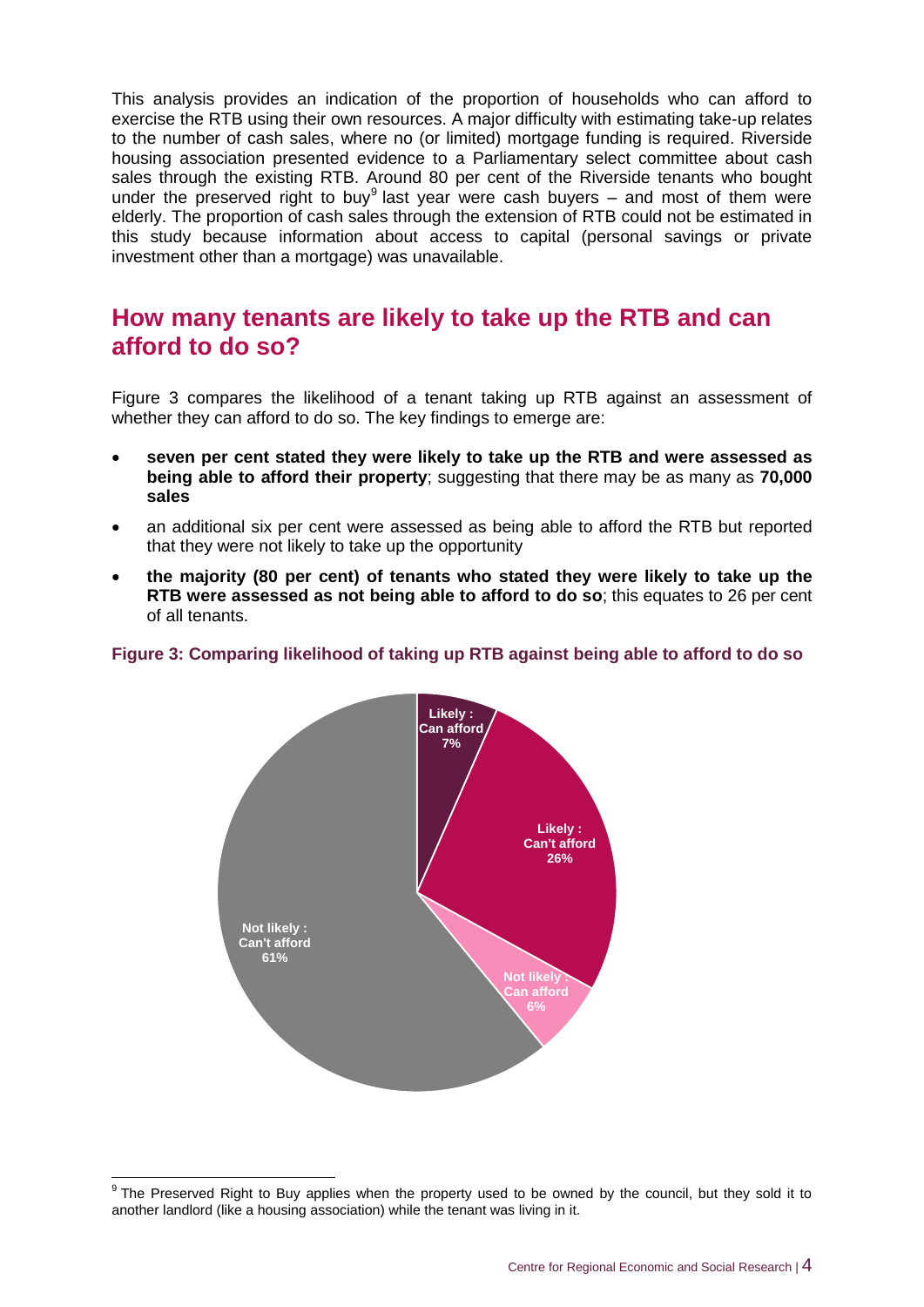This analysis provides an indication of the proportion of households who can afford to exercise the RTB using their own resources. A major difficulty with estimating take-up relates to the number of cash sales, where no (or limited) mortgage funding is required. Riverside housing association presented evidence to a Parliamentary select committee about cash sales through the existing RTB. Around 80 per cent of the Riverside tenants who bought under the preserved right to buy[9] last year were cash buyers – and most of them were elderly. The proportion of cash sales through the extension of RTB could not be estimated in this study because information about access to capital (personal savings or private investment other than a mortgage) was unavailable.

## How many tenants are likely to take up the RTB and can afford to do so?

Figure 3 compares the likelihood of a tenant taking up RTB against an assessment of whether they can afford to do so. The key findings to emerge are:

- **seven per cent stated they were likely to take up the RTB and were assessed as being able to afford their property**; suggesting that there may be as many as **70,000 sales**
- an additional six per cent were assessed as being able to afford the RTB but reported that they were not likely to take up the opportunity
- **the majority (80 per cent) of tenants who stated they were likely to take up the RTB were assessed as not being able to afford to do so**; this equates to 26 per cent of all tenants.

**Figure 3: Comparing likelihood of taking up RTB against being able to afford to do so**

| Category | Per cent |
|---|---|
| Likely : Can afford | 7% |
| Likely : Can't afford | 26% |
| Not likely : Can afford | 6% |
| Not likely : Can't afford | 61% |

[9] The Preserved Right to Buy applies when the property used to be owned by the council, but they sold it to another landlord (like a housing association) while the tenant was living in it.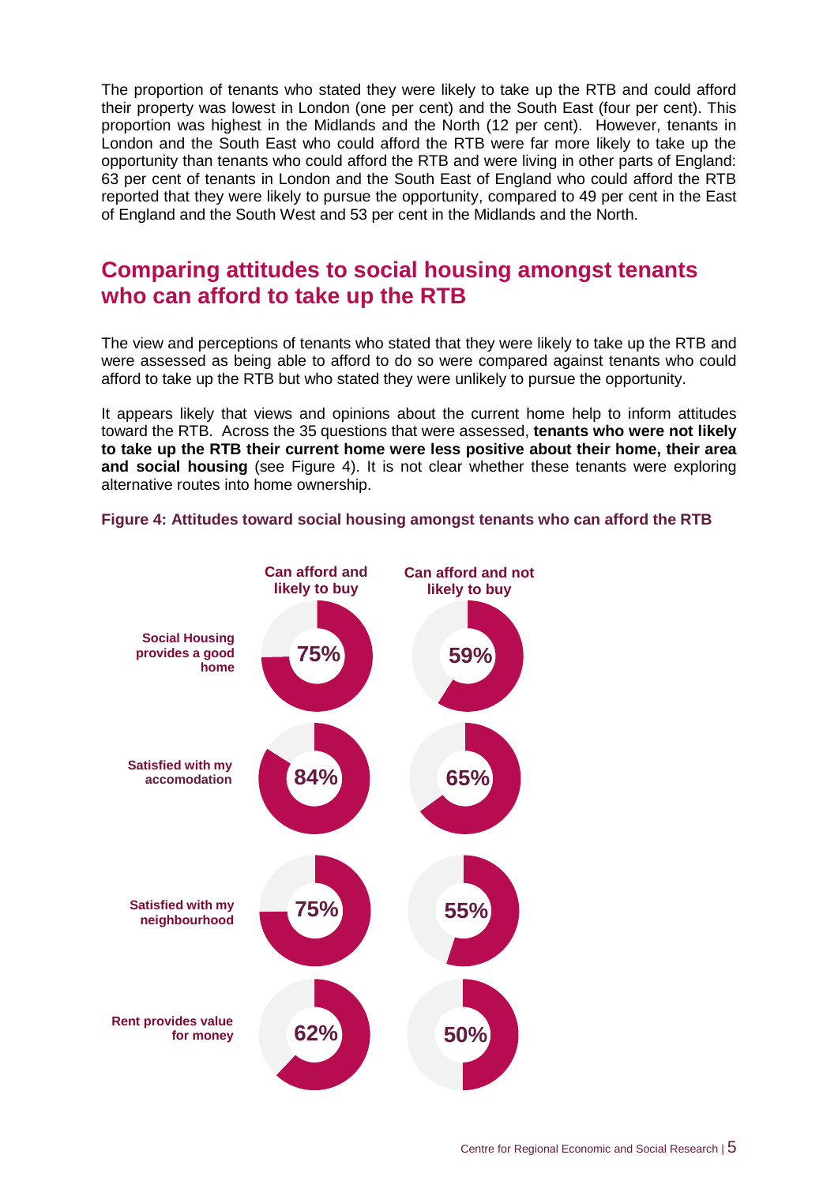The proportion of tenants who stated they were likely to take up the RTB and could afford their property was lowest in London (one per cent) and the South East (four per cent). This proportion was highest in the Midlands and the North (12 per cent). However, tenants in London and the South East who could afford the RTB were far more likely to take up the opportunity than tenants who could afford the RTB and were living in other parts of England: 63 per cent of tenants in London and the South East of England who could afford the RTB reported that they were likely to pursue the opportunity, compared to 49 per cent in the East of England and the South West and 53 per cent in the Midlands and the North.

## Comparing attitudes to social housing amongst tenants who can afford to take up the RTB

The view and perceptions of tenants who stated that they were likely to take up the RTB and were assessed as being able to afford to do so were compared against tenants who could afford to take up the RTB but who stated they were unlikely to pursue the opportunity.

It appears likely that views and opinions about the current home help to inform attitudes toward the RTB. Across the 35 questions that were assessed, **tenants who were not likely to take up the RTB their current home were less positive about their home, their area and social housing** (see Figure 4). It is not clear whether these tenants were exploring alternative routes into home ownership.

**Figure 4: Attitudes toward social housing amongst tenants who can afford the RTB**

| | Can afford and likely to buy | Can afford and not likely to buy |
|---|---|---|
| Social Housing provides a good home | 75% | 59% |
| Satisfied with my accomodation | 84% | 65% |
| Satisfied with my neighbourhood | 75% | 55% |
| Rent provides value for money | 62% | 50% |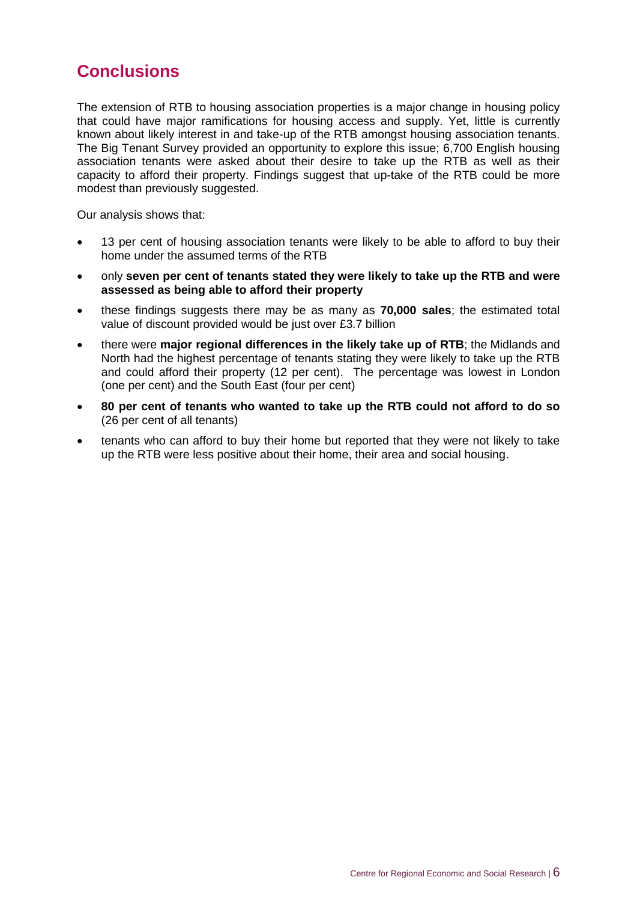## Conclusions

The extension of RTB to housing association properties is a major change in housing policy that could have major ramifications for housing access and supply. Yet, little is currently known about likely interest in and take-up of the RTB amongst housing association tenants. The Big Tenant Survey provided an opportunity to explore this issue; 6,700 English housing association tenants were asked about their desire to take up the RTB as well as their capacity to afford their property. Findings suggest that up-take of the RTB could be more modest than previously suggested.

Our analysis shows that:

- 13 per cent of housing association tenants were likely to be able to afford to buy their home under the assumed terms of the RTB
- only **seven per cent of tenants stated they were likely to take up the RTB and were assessed as being able to afford their property**
- these findings suggests there may be as many as **70,000 sales**; the estimated total value of discount provided would be just over £3.7 billion
- there were **major regional differences in the likely take up of RTB**; the Midlands and North had the highest percentage of tenants stating they were likely to take up the RTB and could afford their property (12 per cent). The percentage was lowest in London (one per cent) and the South East (four per cent)
- **80 per cent of tenants who wanted to take up the RTB could not afford to do so** (26 per cent of all tenants)
- tenants who can afford to buy their home but reported that they were not likely to take up the RTB were less positive about their home, their area and social housing.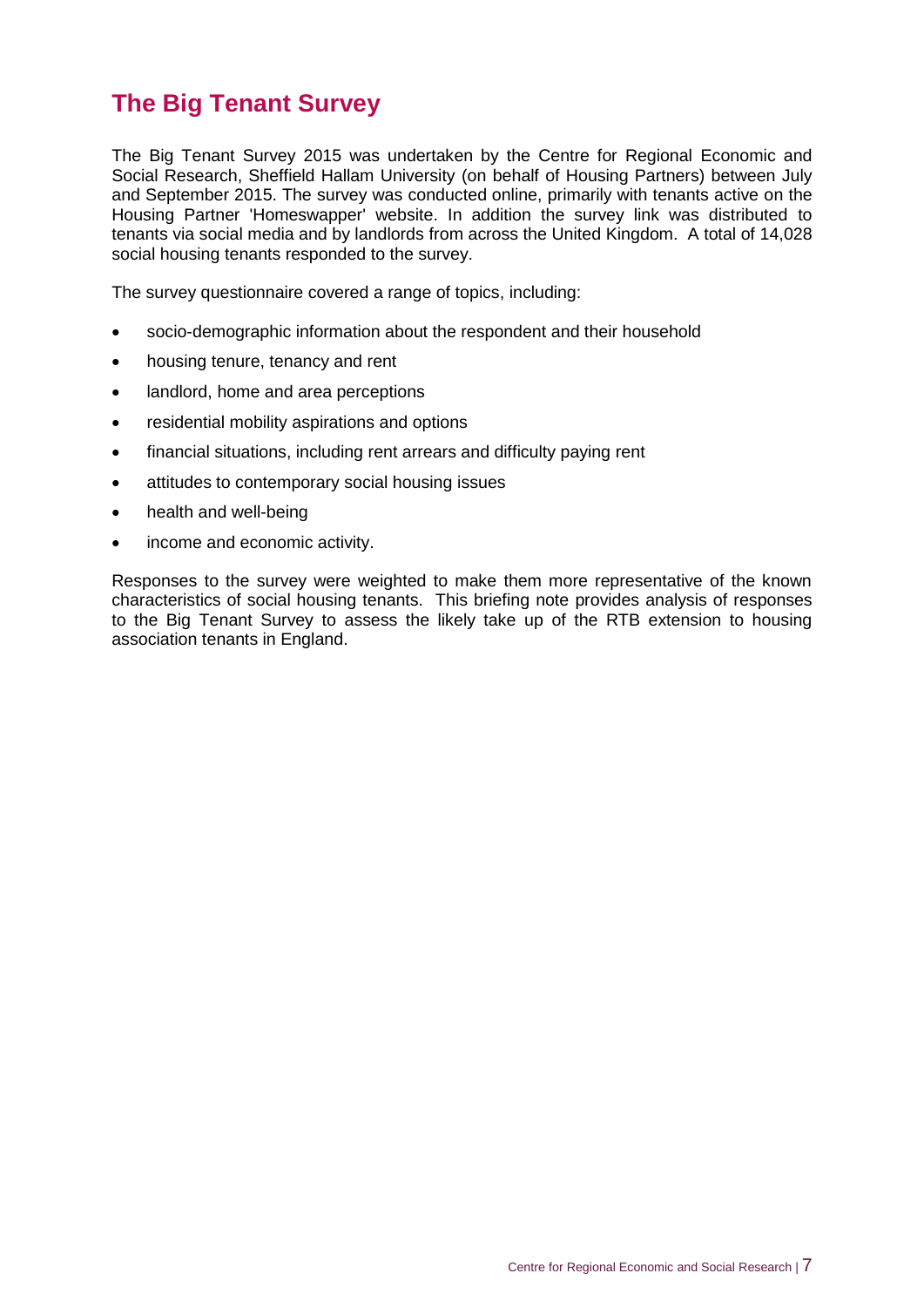# The Big Tenant Survey

The Big Tenant Survey 2015 was undertaken by the Centre for Regional Economic and Social Research, Sheffield Hallam University (on behalf of Housing Partners) between July and September 2015. The survey was conducted online, primarily with tenants active on the Housing Partner 'Homeswapper' website. In addition the survey link was distributed to tenants via social media and by landlords from across the United Kingdom. A total of 14,028 social housing tenants responded to the survey.

The survey questionnaire covered a range of topics, including:

- socio-demographic information about the respondent and their household
- housing tenure, tenancy and rent
- landlord, home and area perceptions
- residential mobility aspirations and options
- financial situations, including rent arrears and difficulty paying rent
- attitudes to contemporary social housing issues
- health and well-being
- income and economic activity.

Responses to the survey were weighted to make them more representative of the known characteristics of social housing tenants. This briefing note provides analysis of responses to the Big Tenant Survey to assess the likely take up of the RTB extension to housing association tenants in England.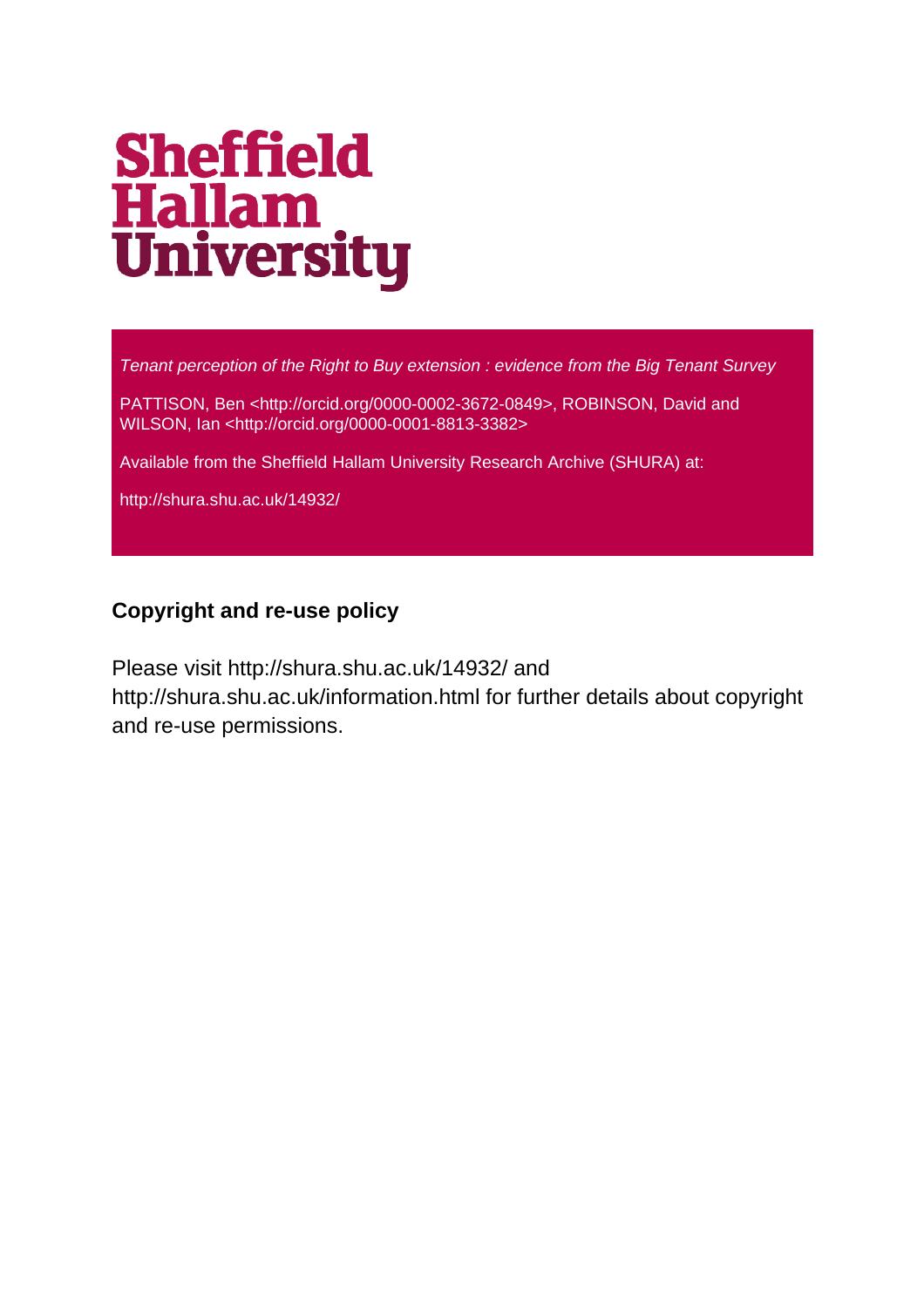# Sheffield Hallam University

*Tenant perception of the Right to Buy extension : evidence from the Big Tenant Survey*

PATTISON, Ben <http://orcid.org/0000-0002-3672-0849>, ROBINSON, David and WILSON, Ian <http://orcid.org/0000-0001-8813-3382>

Available from the Sheffield Hallam University Research Archive (SHURA) at:

http://shura.shu.ac.uk/14932/

## Copyright and re-use policy

Please visit http://shura.shu.ac.uk/14932/ and http://shura.shu.ac.uk/information.html for further details about copyright and re-use permissions.